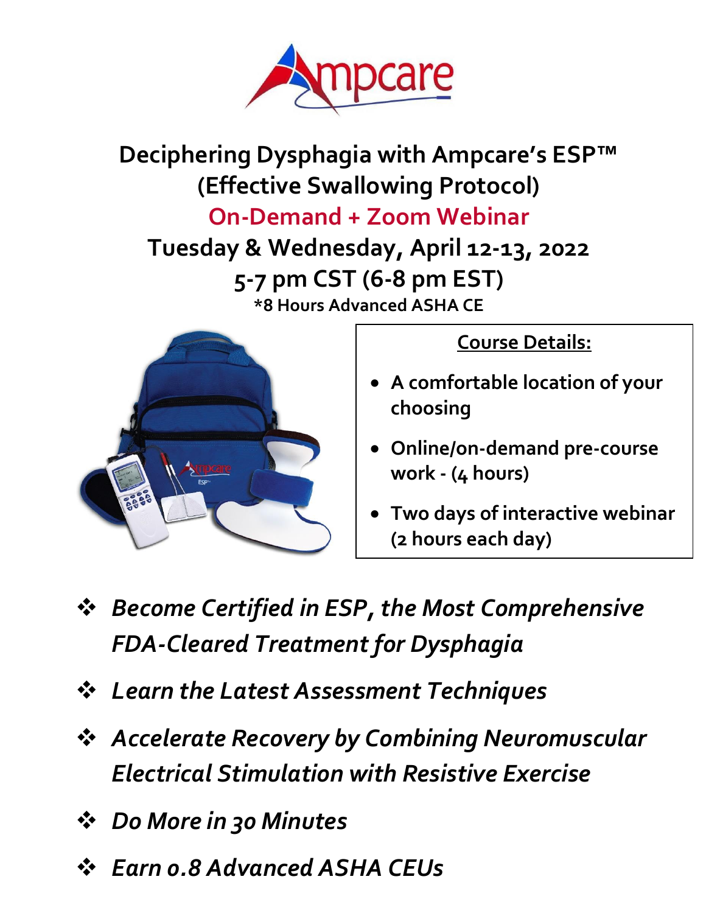Ampcare

# Deciphering Dysphagia with Ampcare's ESP™ (Effective Swallowing Protocol)

## On-Demand + Zoom Webinar

## Tuesday & Wednesday, April 12-13, 2022

## 5-7 pm CST (6-8 pm EST)

**\*8 Hours Advanced ASHA CE**

**Course Details:**

- A comfortable location of your choosing
- Online/on-demand pre-course work - (4 hours)
- Two days of interactive webinar (2 hours each day)

- *Become Certified in ESP, the Most Comprehensive FDA-Cleared Treatment for Dysphagia*
- *Learn the Latest Assessment Techniques*
- *Accelerate Recovery by Combining Neuromuscular Electrical Stimulation with Resistive Exercise*
- *Do More in 30 Minutes*
- *Earn 0.8 Advanced ASHA CEUs*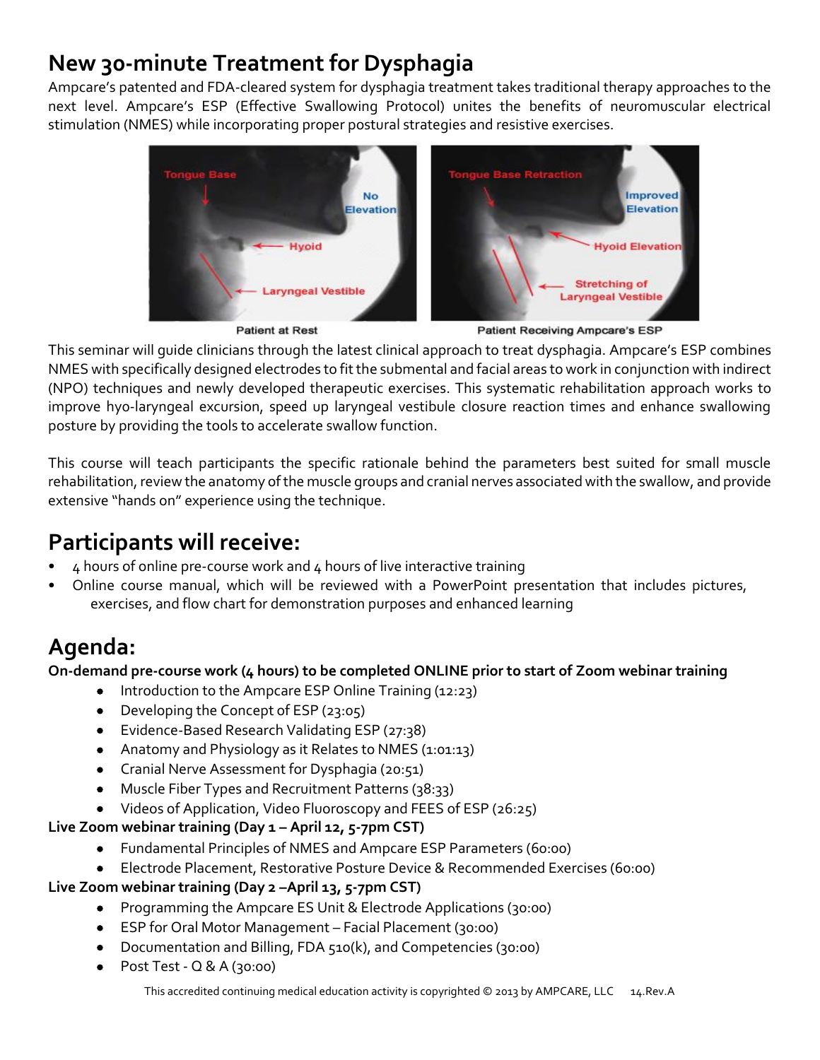## New 30-minute Treatment for Dysphagia

Ampcare's patented and FDA-cleared system for dysphagia treatment takes traditional therapy approaches to the next level. Ampcare's ESP (Effective Swallowing Protocol) unites the benefits of neuromuscular electrical stimulation (NMES) while incorporating proper postural strategies and resistive exercises.

Patient at Rest | Patient Receiving Ampcare's ESP

This seminar will guide clinicians through the latest clinical approach to treat dysphagia. Ampcare's ESP combines NMES with specifically designed electrodes to fit the submental and facial areas to work in conjunction with indirect (NPO) techniques and newly developed therapeutic exercises. This systematic rehabilitation approach works to improve hyo-laryngeal excursion, speed up laryngeal vestibule closure reaction times and enhance swallowing posture by providing the tools to accelerate swallow function.

This course will teach participants the specific rationale behind the parameters best suited for small muscle rehabilitation, review the anatomy of the muscle groups and cranial nerves associated with the swallow, and provide extensive "hands on" experience using the technique.

## Participants will receive:

- 4 hours of online pre-course work and 4 hours of live interactive training
- Online course manual, which will be reviewed with a PowerPoint presentation that includes pictures, exercises, and flow chart for demonstration purposes and enhanced learning

## Agenda:

**On-demand pre-course work (4 hours) to be completed ONLINE prior to start of Zoom webinar training**

- Introduction to the Ampcare ESP Online Training (12:23)
- Developing the Concept of ESP (23:05)
- Evidence-Based Research Validating ESP (27:38)
- Anatomy and Physiology as it Relates to NMES (1:01:13)
- Cranial Nerve Assessment for Dysphagia (20:51)
- Muscle Fiber Types and Recruitment Patterns (38:33)
- Videos of Application, Video Fluoroscopy and FEES of ESP (26:25)

**Live Zoom webinar training (Day 1 – April 12, 5-7pm CST)**

- Fundamental Principles of NMES and Ampcare ESP Parameters (60:00)
- Electrode Placement, Restorative Posture Device & Recommended Exercises (60:00)

**Live Zoom webinar training (Day 2 –April 13, 5-7pm CST)**

- Programming the Ampcare ES Unit & Electrode Applications (30:00)
- ESP for Oral Motor Management – Facial Placement (30:00)
- Documentation and Billing, FDA 510(k), and Competencies (30:00)
- Post Test - Q & A (30:00)

This accredited continuing medical education activity is copyrighted © 2013 by AMPCARE, LLC 14.Rev.A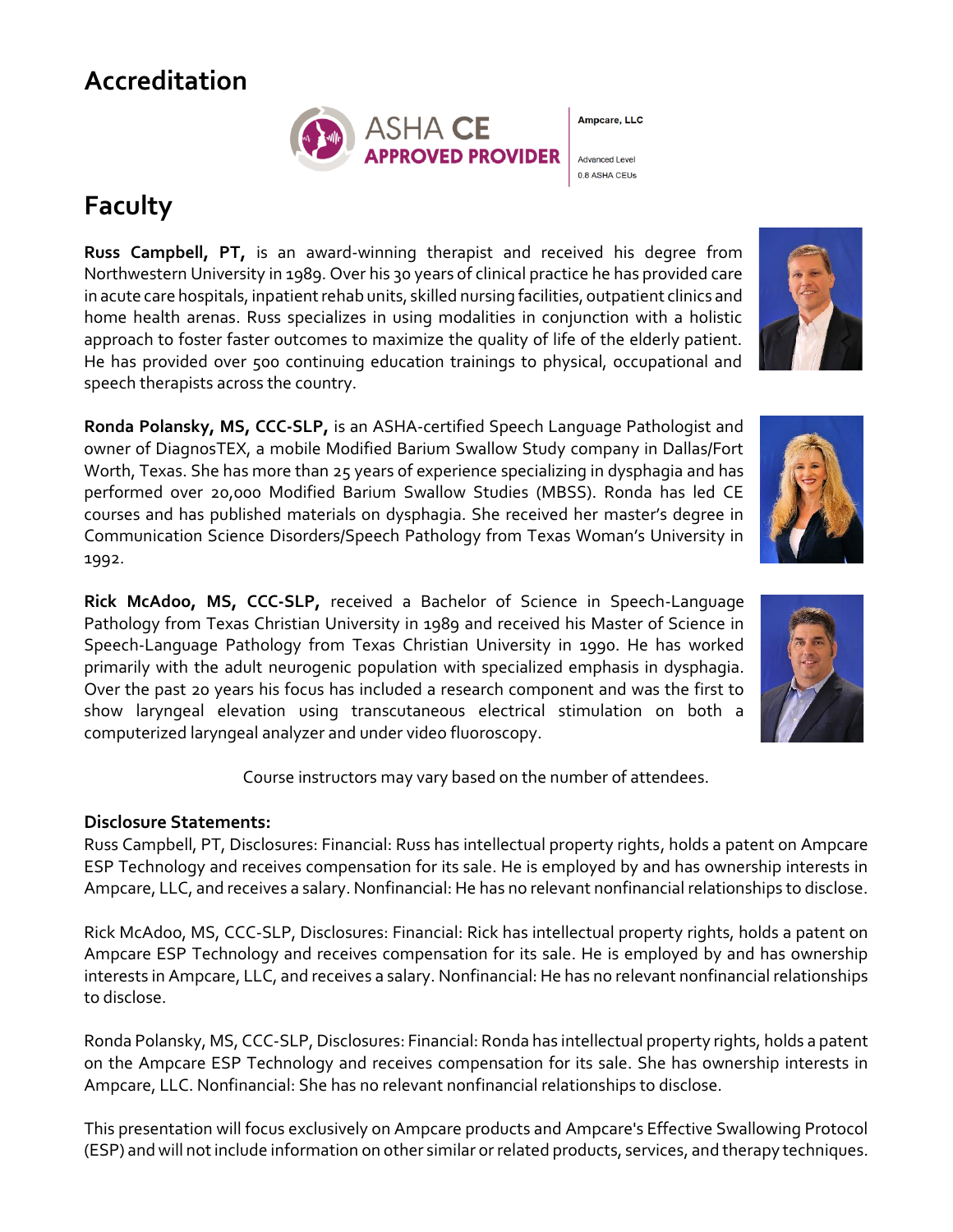## Accreditation

ASHA CE APPROVED PROVIDER

Ampcare, LLC

Advanced Level
0.8 ASHA CEUs

## Faculty

**Russ Campbell, PT,** is an award-winning therapist and received his degree from Northwestern University in 1989. Over his 30 years of clinical practice he has provided care in acute care hospitals, inpatient rehab units, skilled nursing facilities, outpatient clinics and home health arenas. Russ specializes in using modalities in conjunction with a holistic approach to foster faster outcomes to maximize the quality of life of the elderly patient. He has provided over 500 continuing education trainings to physical, occupational and speech therapists across the country.

**Ronda Polansky, MS, CCC-SLP,** is an ASHA-certified Speech Language Pathologist and owner of DiagnosTEX, a mobile Modified Barium Swallow Study company in Dallas/Fort Worth, Texas. She has more than 25 years of experience specializing in dysphagia and has performed over 20,000 Modified Barium Swallow Studies (MBSS). Ronda has led CE courses and has published materials on dysphagia. She received her master's degree in Communication Science Disorders/Speech Pathology from Texas Woman's University in 1992.

**Rick McAdoo, MS, CCC-SLP,** received a Bachelor of Science in Speech-Language Pathology from Texas Christian University in 1989 and received his Master of Science in Speech-Language Pathology from Texas Christian University in 1990. He has worked primarily with the adult neurogenic population with specialized emphasis in dysphagia. Over the past 20 years his focus has included a research component and was the first to show laryngeal elevation using transcutaneous electrical stimulation on both a computerized laryngeal analyzer and under video fluoroscopy.

Course instructors may vary based on the number of attendees.

**Disclosure Statements:**

Russ Campbell, PT, Disclosures: Financial: Russ has intellectual property rights, holds a patent on Ampcare ESP Technology and receives compensation for its sale. He is employed by and has ownership interests in Ampcare, LLC, and receives a salary. Nonfinancial: He has no relevant nonfinancial relationships to disclose.

Rick McAdoo, MS, CCC-SLP, Disclosures: Financial: Rick has intellectual property rights, holds a patent on Ampcare ESP Technology and receives compensation for its sale. He is employed by and has ownership interests in Ampcare, LLC, and receives a salary. Nonfinancial: He has no relevant nonfinancial relationships to disclose.

Ronda Polansky, MS, CCC-SLP, Disclosures: Financial: Ronda has intellectual property rights, holds a patent on the Ampcare ESP Technology and receives compensation for its sale. She has ownership interests in Ampcare, LLC. Nonfinancial: She has no relevant nonfinancial relationships to disclose.

This presentation will focus exclusively on Ampcare products and Ampcare's Effective Swallowing Protocol (ESP) and will not include information on other similar or related products, services, and therapy techniques.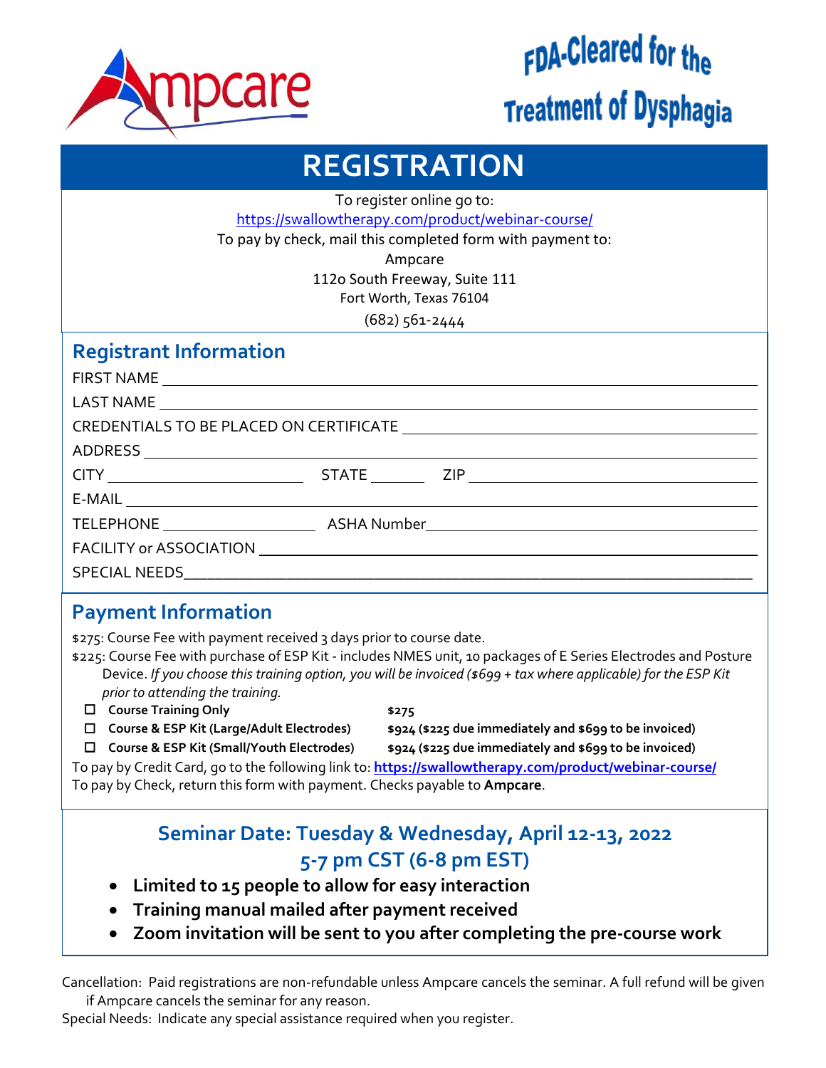Ampcare

**FDA-Cleared for the Treatment of Dysphagia**

# REGISTRATION

To register online go to:

https://swallowtherapy.com/product/webinar-course/

To pay by check, mail this completed form with payment to:

Ampcare

112o South Freeway, Suite 111

Fort Worth, Texas 76104

(682) 561-2444

## Registrant Information

FIRST NAME ____________________

LAST NAME ____________________

CREDENTIALS TO BE PLACED ON CERTIFICATE ____________________

ADDRESS ____________________

CITY ____________ STATE ______ ZIP ____________

E-MAIL ____________________

TELEPHONE ____________ ASHA Number____________

FACILITY or ASSOCIATION ____________________

SPECIAL NEEDS____________________

## Payment Information

$275: Course Fee with payment received 3 days prior to course date.

$225: Course Fee with purchase of ESP Kit - includes NMES unit, 10 packages of E Series Electrodes and Posture Device. *If you choose this training option, you will be invoiced ($699 + tax where applicable) for the ESP Kit prior to attending the training.*

- ☐ **Course Training Only** **$275**
- ☐ **Course & ESP Kit (Large/Adult Electrodes)** **$924 ($225 due immediately and $699 to be invoiced)**
- ☐ **Course & ESP Kit (Small/Youth Electrodes)** **$924 ($225 due immediately and $699 to be invoiced)**

To pay by Credit Card, go to the following link to: **https://swallowtherapy.com/product/webinar-course/**

To pay by Check, return this form with payment. Checks payable to **Ampcare**.

## Seminar Date: Tuesday & Wednesday, April 12-13, 2022
## 5-7 pm CST (6-8 pm EST)

- **Limited to 15 people to allow for easy interaction**
- **Training manual mailed after payment received**
- **Zoom invitation will be sent to you after completing the pre-course work**

Cancellation: Paid registrations are non-refundable unless Ampcare cancels the seminar. A full refund will be given if Ampcare cancels the seminar for any reason.

Special Needs: Indicate any special assistance required when you register.